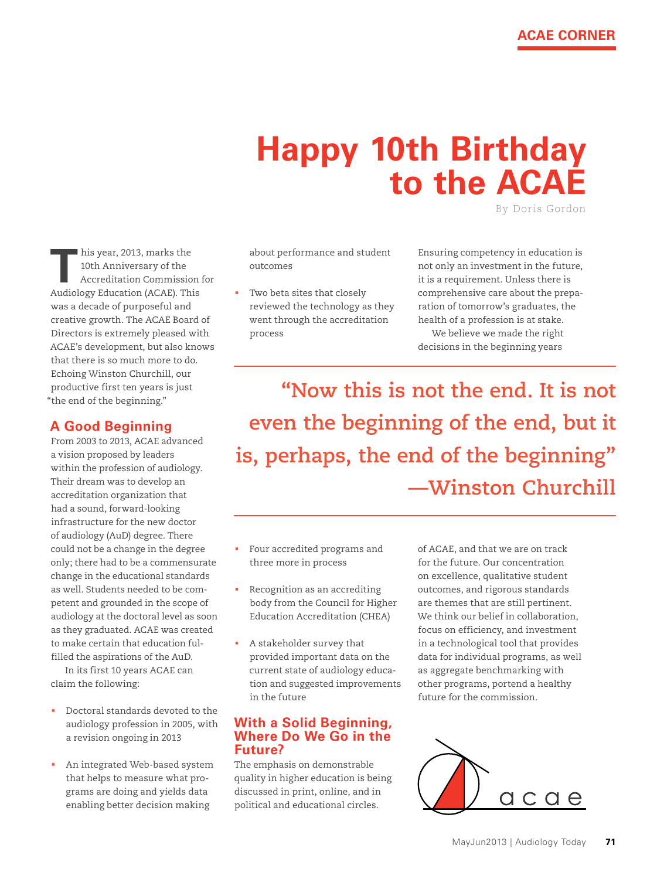# Happy 10th Birthday to the ACAE

By Doris Gordon

This year, 2013, marks the 10th Anniversary of the Accreditation Commission for Audiology Education (ACAE). This was a decade of purposeful and creative growth. The ACAE Board of Directors is extremely pleased with ACAE's development, but also knows that there is so much more to do. Echoing Winston Churchill, our productive first ten years is just "the end of the beginning."

## A Good Beginning

From 2003 to 2013, ACAE advanced a vision proposed by leaders within the profession of audiology. Their dream was to develop an accreditation organization that had a sound, forward-looking infrastructure for the new doctor of audiology (AuD) degree. There could not be a change in the degree only; there had to be a commensurate change in the educational standards as well. Students needed to be competent and grounded in the scope of audiology at the doctoral level as soon as they graduated. ACAE was created to make certain that education fulfilled the aspirations of the AuD.

In its first 10 years ACAE can claim the following:

- Doctoral standards devoted to the audiology profession in 2005, with a revision ongoing in 2013
- An integrated Web-based system that helps to measure what programs are doing and yields data enabling better decision making about performance and student outcomes
- Two beta sites that closely reviewed the technology as they went through the accreditation process
- Four accredited programs and three more in process
- Recognition as an accrediting body from the Council for Higher Education Accreditation (CHEA)
- A stakeholder survey that provided important data on the current state of audiology education and suggested improvements in the future

> "Now this is not the end. It is not even the beginning of the end, but it is, perhaps, the end of the beginning" —Winston Churchill

## With a Solid Beginning, Where Do We Go in the Future?

The emphasis on demonstrable quality in higher education is being discussed in print, online, and in political and educational circles. Ensuring competency in education is not only an investment in the future, it is a requirement. Unless there is comprehensive care about the preparation of tomorrow's graduates, the health of a profession is at stake.

We believe we made the right decisions in the beginning years of ACAE, and that we are on track for the future. Our concentration on excellence, qualitative student outcomes, and rigorous standards are themes that are still pertinent. We think our belief in collaboration, focus on efficiency, and investment in a technological tool that provides data for individual programs, as well as aggregate benchmarking with other programs, portend a healthy future for the commission.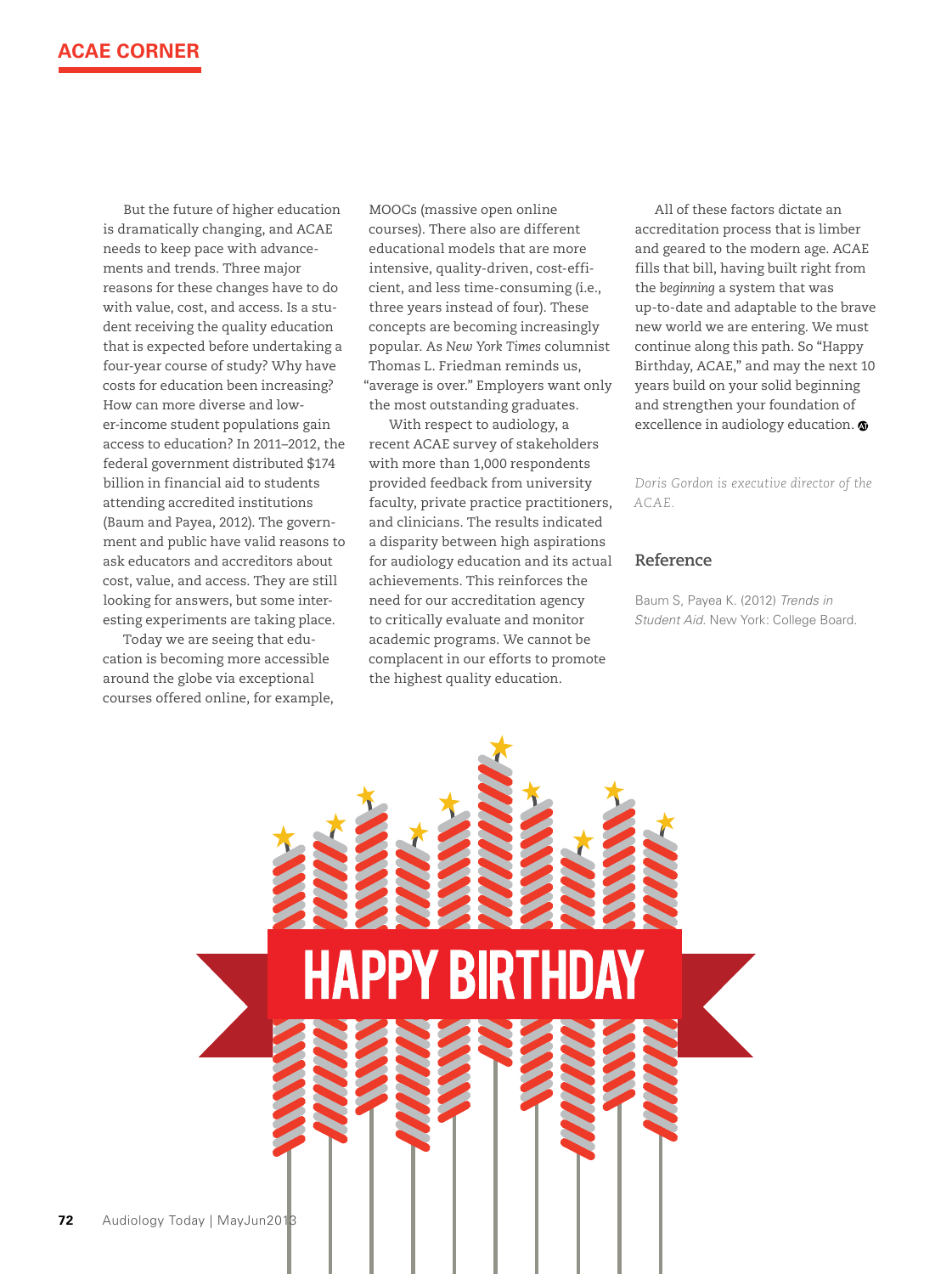But the future of higher education is dramatically changing, and ACAE needs to keep pace with advancements and trends. Three major reasons for these changes have to do with value, cost, and access. Is a student receiving the quality education that is expected before undertaking a four-year course of study? Why have costs for education been increasing? How can more diverse and lower-income student populations gain access to education? In 2011–2012, the federal government distributed $174 billion in financial aid to students attending accredited institutions (Baum and Payea, 2012). The government and public have valid reasons to ask educators and accreditors about cost, value, and access. They are still looking for answers, but some interesting experiments are taking place.

Today we are seeing that education is becoming more accessible around the globe via exceptional courses offered online, for example, MOOCs (massive open online courses). There also are different educational models that are more intensive, quality-driven, cost-efficient, and less time-consuming (i.e., three years instead of four). These concepts are becoming increasingly popular. As *New York Times* columnist Thomas L. Friedman reminds us, "average is over." Employers want only the most outstanding graduates.

With respect to audiology, a recent ACAE survey of stakeholders with more than 1,000 respondents provided feedback from university faculty, private practice practitioners, and clinicians. The results indicated a disparity between high aspirations for audiology education and its actual achievements. This reinforces the need for our accreditation agency to critically evaluate and monitor academic programs. We cannot be complacent in our efforts to promote the highest quality education.

All of these factors dictate an accreditation process that is limber and geared to the modern age. ACAE fills that bill, having built right from the *beginning* a system that was up-to-date and adaptable to the brave new world we are entering. We must continue along this path. So "Happy Birthday, ACAE," and may the next 10 years build on your solid beginning and strengthen your foundation of excellence in audiology education.

*Doris Gordon is executive director of the ACAE.*

## Reference

Baum S, Payea K. (2012) *Trends in Student Aid.* New York: College Board.

HAPPY BIRTHDAY